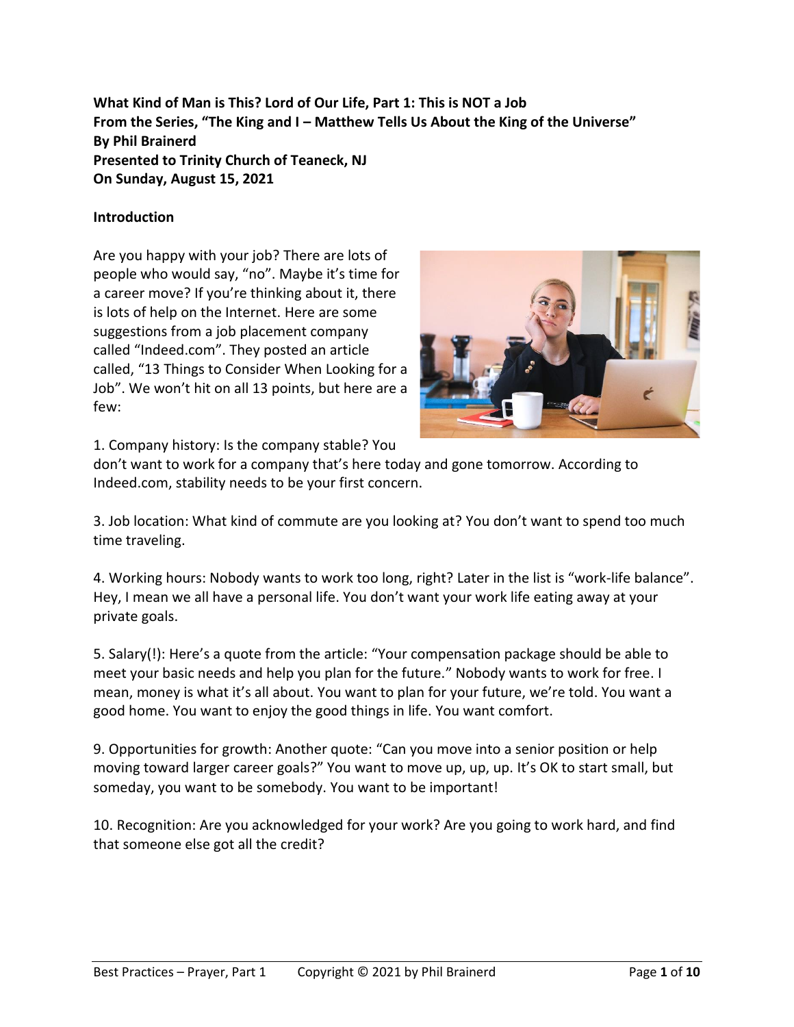**What Kind of Man is This? Lord of Our Life, Part 1: This is NOT a Job**
**From the Series, "The King and I – Matthew Tells Us About the King of the Universe"**
**By Phil Brainerd**
**Presented to Trinity Church of Teaneck, NJ**
**On Sunday, August 15, 2021**

## Introduction

Are you happy with your job? There are lots of people who would say, "no". Maybe it's time for a career move? If you're thinking about it, there is lots of help on the Internet. Here are some suggestions from a job placement company called "Indeed.com". They posted an article called, "13 Things to Consider When Looking for a Job". We won't hit on all 13 points, but here are a few:

1. Company history: Is the company stable? You don't want to work for a company that's here today and gone tomorrow. According to Indeed.com, stability needs to be your first concern.

3. Job location: What kind of commute are you looking at? You don't want to spend too much time traveling.

4. Working hours: Nobody wants to work too long, right? Later in the list is "work-life balance". Hey, I mean we all have a personal life. You don't want your work life eating away at your private goals.

5. Salary(!): Here's a quote from the article: "Your compensation package should be able to meet your basic needs and help you plan for the future." Nobody wants to work for free. I mean, money is what it's all about. You want to plan for your future, we're told. You want a good home. You want to enjoy the good things in life. You want comfort.

9. Opportunities for growth: Another quote: "Can you move into a senior position or help moving toward larger career goals?" You want to move up, up, up. It's OK to start small, but someday, you want to be somebody. You want to be important!

10. Recognition: Are you acknowledged for your work? Are you going to work hard, and find that someone else got all the credit?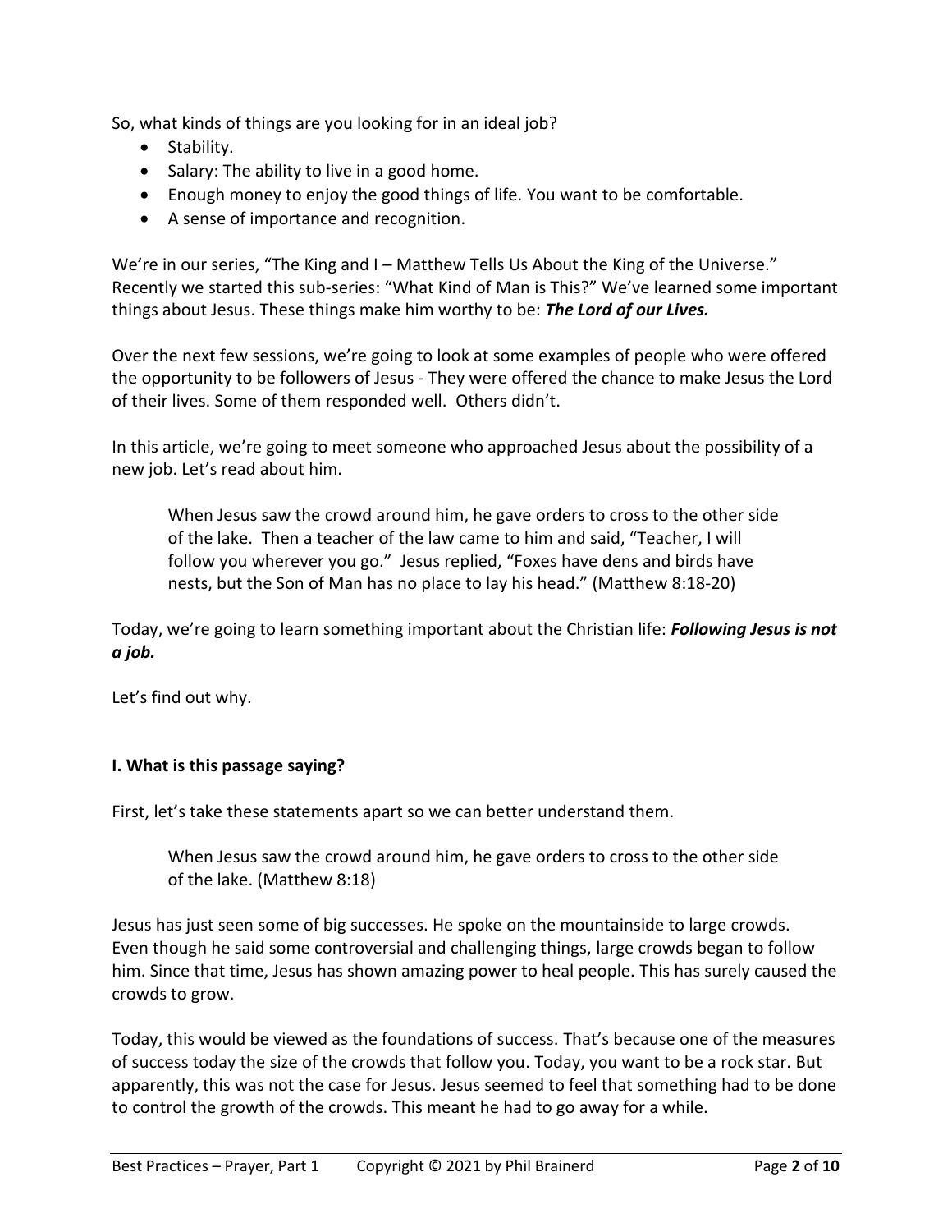So, what kinds of things are you looking for in an ideal job?

- Stability.
- Salary: The ability to live in a good home.
- Enough money to enjoy the good things of life. You want to be comfortable.
- A sense of importance and recognition.

We're in our series, "The King and I – Matthew Tells Us About the King of the Universe." Recently we started this sub-series: "What Kind of Man is This?" We've learned some important things about Jesus. These things make him worthy to be: ***The Lord of our Lives.***

Over the next few sessions, we're going to look at some examples of people who were offered the opportunity to be followers of Jesus - They were offered the chance to make Jesus the Lord of their lives. Some of them responded well. Others didn't.

In this article, we're going to meet someone who approached Jesus about the possibility of a new job. Let's read about him.

> When Jesus saw the crowd around him, he gave orders to cross to the other side of the lake. Then a teacher of the law came to him and said, "Teacher, I will follow you wherever you go." Jesus replied, "Foxes have dens and birds have nests, but the Son of Man has no place to lay his head." (Matthew 8:18-20)

Today, we're going to learn something important about the Christian life: ***Following Jesus is not a job.***

Let's find out why.

**I. What is this passage saying?**

First, let's take these statements apart so we can better understand them.

> When Jesus saw the crowd around him, he gave orders to cross to the other side of the lake. (Matthew 8:18)

Jesus has just seen some of big successes. He spoke on the mountainside to large crowds. Even though he said some controversial and challenging things, large crowds began to follow him. Since that time, Jesus has shown amazing power to heal people. This has surely caused the crowds to grow.

Today, this would be viewed as the foundations of success. That's because one of the measures of success today the size of the crowds that follow you. Today, you want to be a rock star. But apparently, this was not the case for Jesus. Jesus seemed to feel that something had to be done to control the growth of the crowds. This meant he had to go away for a while.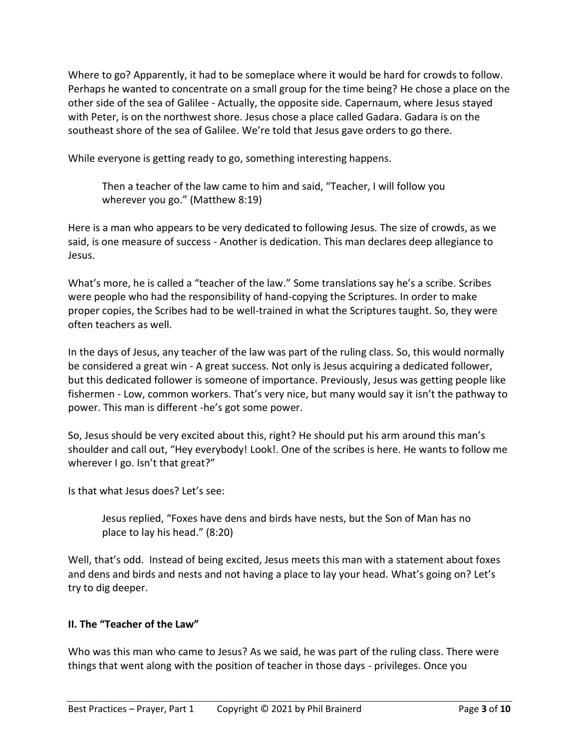Where to go? Apparently, it had to be someplace where it would be hard for crowds to follow. Perhaps he wanted to concentrate on a small group for the time being? He chose a place on the other side of the sea of Galilee - Actually, the opposite side. Capernaum, where Jesus stayed with Peter, is on the northwest shore. Jesus chose a place called Gadara. Gadara is on the southeast shore of the sea of Galilee. We're told that Jesus gave orders to go there.

While everyone is getting ready to go, something interesting happens.

> Then a teacher of the law came to him and said, "Teacher, I will follow you wherever you go." (Matthew 8:19)

Here is a man who appears to be very dedicated to following Jesus. The size of crowds, as we said, is one measure of success - Another is dedication. This man declares deep allegiance to Jesus.

What's more, he is called a "teacher of the law." Some translations say he's a scribe. Scribes were people who had the responsibility of hand-copying the Scriptures. In order to make proper copies, the Scribes had to be well-trained in what the Scriptures taught. So, they were often teachers as well.

In the days of Jesus, any teacher of the law was part of the ruling class. So, this would normally be considered a great win - A great success. Not only is Jesus acquiring a dedicated follower, but this dedicated follower is someone of importance. Previously, Jesus was getting people like fishermen - Low, common workers. That's very nice, but many would say it isn't the pathway to power. This man is different -he's got some power.

So, Jesus should be very excited about this, right? He should put his arm around this man's shoulder and call out, "Hey everybody! Look!. One of the scribes is here. He wants to follow me wherever I go. Isn't that great?"

Is that what Jesus does? Let's see:

> Jesus replied, "Foxes have dens and birds have nests, but the Son of Man has no place to lay his head." (8:20)

Well, that's odd. Instead of being excited, Jesus meets this man with a statement about foxes and dens and birds and nests and not having a place to lay your head. What's going on? Let's try to dig deeper.

## II. The "Teacher of the Law"

Who was this man who came to Jesus? As we said, he was part of the ruling class. There were things that went along with the position of teacher in those days - privileges. Once you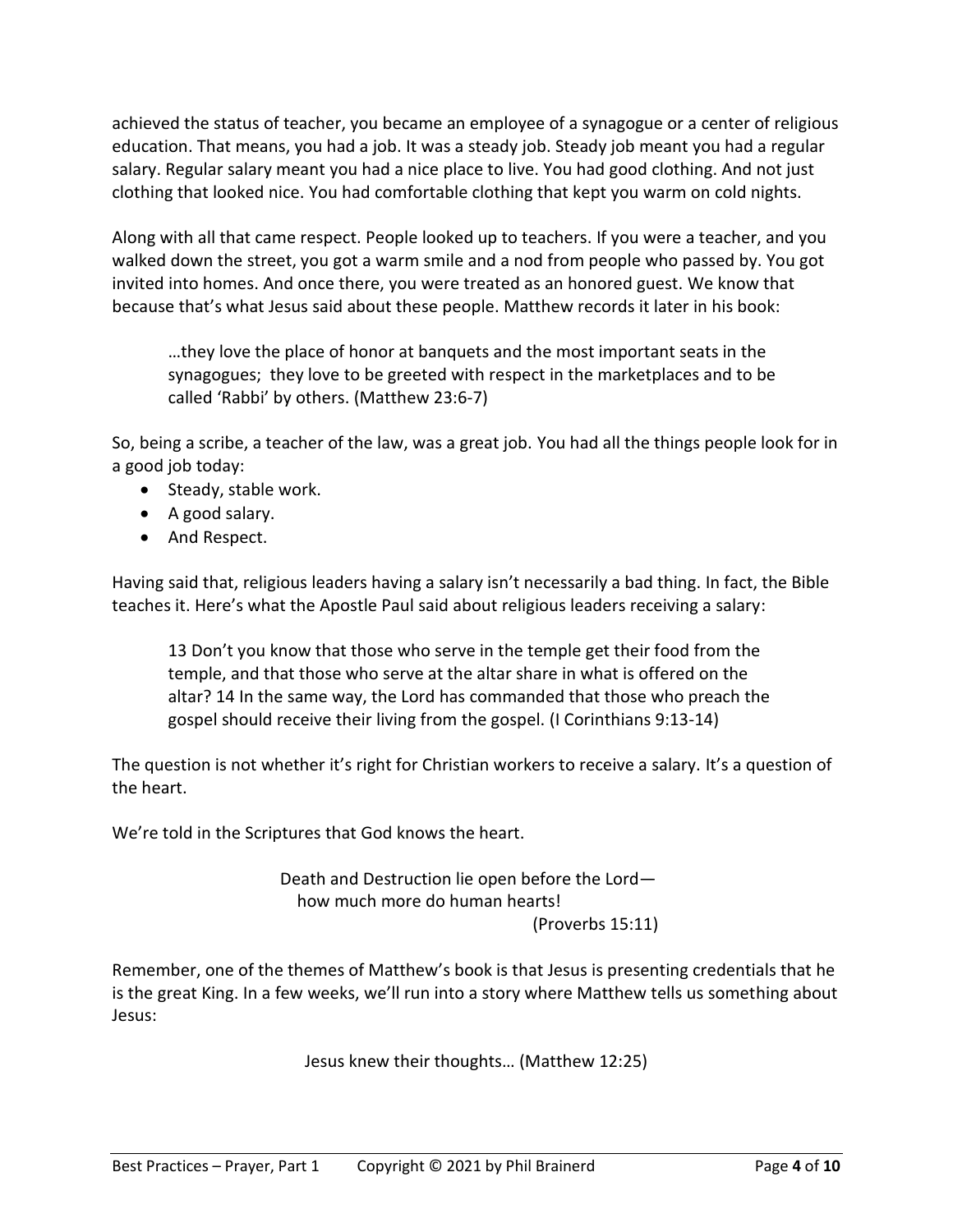achieved the status of teacher, you became an employee of a synagogue or a center of religious education. That means, you had a job. It was a steady job. Steady job meant you had a regular salary. Regular salary meant you had a nice place to live. You had good clothing. And not just clothing that looked nice. You had comfortable clothing that kept you warm on cold nights.

Along with all that came respect. People looked up to teachers. If you were a teacher, and you walked down the street, you got a warm smile and a nod from people who passed by. You got invited into homes. And once there, you were treated as an honored guest. We know that because that's what Jesus said about these people. Matthew records it later in his book:

> …they love the place of honor at banquets and the most important seats in the synagogues; they love to be greeted with respect in the marketplaces and to be called 'Rabbi' by others. (Matthew 23:6-7)

So, being a scribe, a teacher of the law, was a great job. You had all the things people look for in a good job today:

- Steady, stable work.
- A good salary.
- And Respect.

Having said that, religious leaders having a salary isn't necessarily a bad thing. In fact, the Bible teaches it. Here's what the Apostle Paul said about religious leaders receiving a salary:

> 13 Don't you know that those who serve in the temple get their food from the temple, and that those who serve at the altar share in what is offered on the altar? 14 In the same way, the Lord has commanded that those who preach the gospel should receive their living from the gospel. (I Corinthians 9:13-14)

The question is not whether it's right for Christian workers to receive a salary. It's a question of the heart.

We're told in the Scriptures that God knows the heart.

> Death and Destruction lie open before the Lord—
> how much more do human hearts!
> (Proverbs 15:11)

Remember, one of the themes of Matthew's book is that Jesus is presenting credentials that he is the great King. In a few weeks, we'll run into a story where Matthew tells us something about Jesus:

> Jesus knew their thoughts… (Matthew 12:25)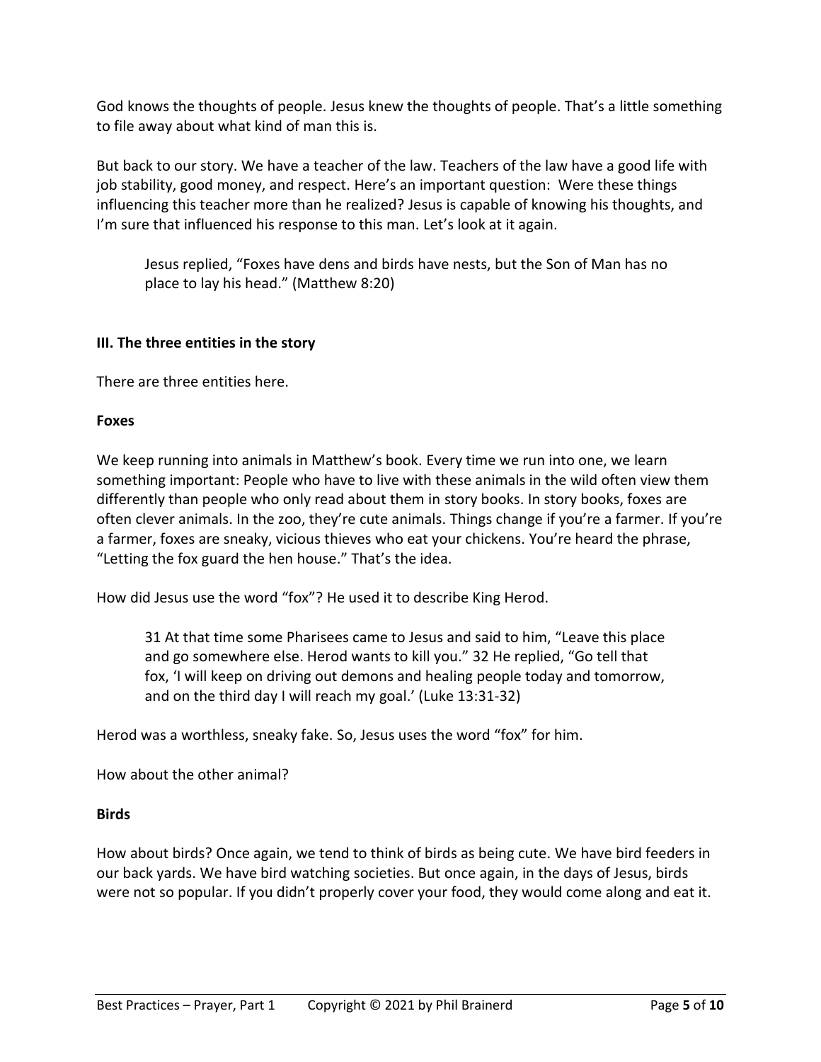God knows the thoughts of people. Jesus knew the thoughts of people. That's a little something to file away about what kind of man this is.

But back to our story. We have a teacher of the law. Teachers of the law have a good life with job stability, good money, and respect. Here's an important question: Were these things influencing this teacher more than he realized? Jesus is capable of knowing his thoughts, and I'm sure that influenced his response to this man. Let's look at it again.

> Jesus replied, "Foxes have dens and birds have nests, but the Son of Man has no place to lay his head." (Matthew 8:20)

### III. The three entities in the story

There are three entities here.

#### Foxes

We keep running into animals in Matthew's book. Every time we run into one, we learn something important: People who have to live with these animals in the wild often view them differently than people who only read about them in story books. In story books, foxes are often clever animals. In the zoo, they're cute animals. Things change if you're a farmer. If you're a farmer, foxes are sneaky, vicious thieves who eat your chickens. You're heard the phrase, "Letting the fox guard the hen house." That's the idea.

How did Jesus use the word "fox"? He used it to describe King Herod.

> 31 At that time some Pharisees came to Jesus and said to him, "Leave this place and go somewhere else. Herod wants to kill you." 32 He replied, "Go tell that fox, 'I will keep on driving out demons and healing people today and tomorrow, and on the third day I will reach my goal.' (Luke 13:31-32)

Herod was a worthless, sneaky fake. So, Jesus uses the word "fox" for him.

How about the other animal?

#### Birds

How about birds? Once again, we tend to think of birds as being cute. We have bird feeders in our back yards. We have bird watching societies. But once again, in the days of Jesus, birds were not so popular. If you didn't properly cover your food, they would come along and eat it.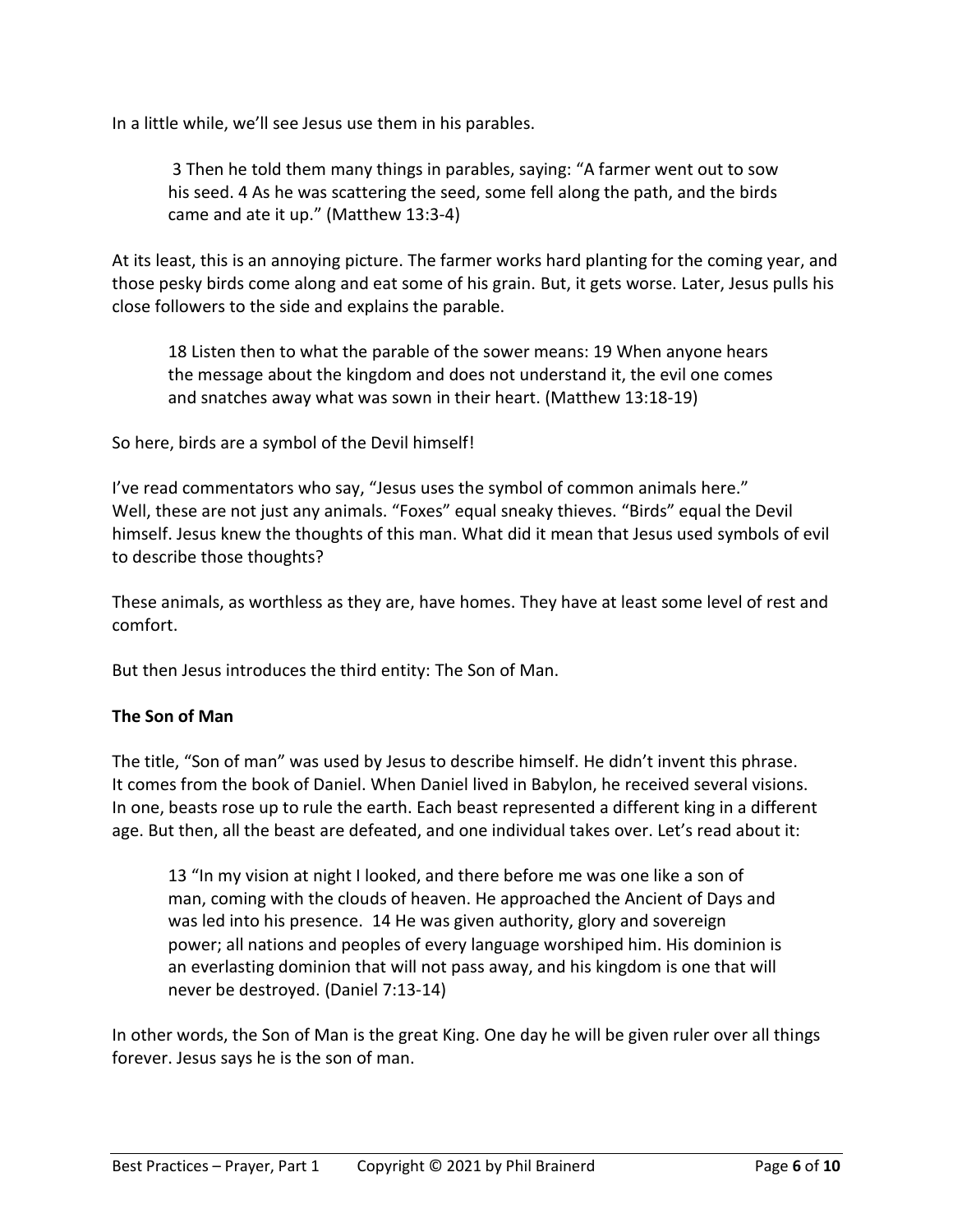In a little while, we'll see Jesus use them in his parables.

> 3 Then he told them many things in parables, saying: "A farmer went out to sow his seed. 4 As he was scattering the seed, some fell along the path, and the birds came and ate it up." (Matthew 13:3-4)

At its least, this is an annoying picture. The farmer works hard planting for the coming year, and those pesky birds come along and eat some of his grain. But, it gets worse. Later, Jesus pulls his close followers to the side and explains the parable.

> 18 Listen then to what the parable of the sower means: 19 When anyone hears the message about the kingdom and does not understand it, the evil one comes and snatches away what was sown in their heart. (Matthew 13:18-19)

So here, birds are a symbol of the Devil himself!

I've read commentators who say, "Jesus uses the symbol of common animals here." Well, these are not just any animals. "Foxes" equal sneaky thieves. "Birds" equal the Devil himself. Jesus knew the thoughts of this man. What did it mean that Jesus used symbols of evil to describe those thoughts?

These animals, as worthless as they are, have homes. They have at least some level of rest and comfort.

But then Jesus introduces the third entity: The Son of Man.

**The Son of Man**

The title, "Son of man" was used by Jesus to describe himself. He didn't invent this phrase. It comes from the book of Daniel. When Daniel lived in Babylon, he received several visions. In one, beasts rose up to rule the earth. Each beast represented a different king in a different age. But then, all the beast are defeated, and one individual takes over. Let's read about it:

> 13 "In my vision at night I looked, and there before me was one like a son of man, coming with the clouds of heaven. He approached the Ancient of Days and was led into his presence. 14 He was given authority, glory and sovereign power; all nations and peoples of every language worshiped him. His dominion is an everlasting dominion that will not pass away, and his kingdom is one that will never be destroyed. (Daniel 7:13-14)

In other words, the Son of Man is the great King. One day he will be given ruler over all things forever. Jesus says he is the son of man.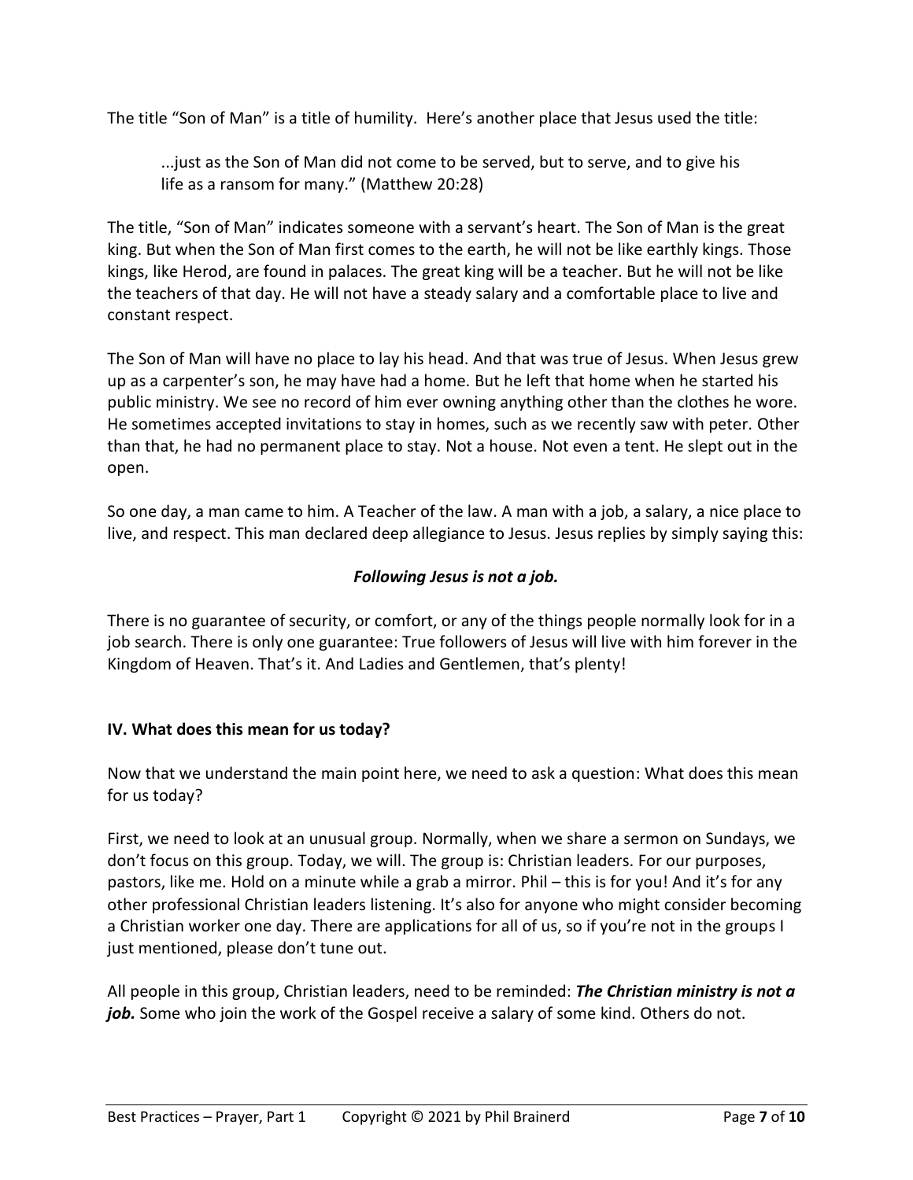The title "Son of Man" is a title of humility. Here's another place that Jesus used the title:

> ...just as the Son of Man did not come to be served, but to serve, and to give his life as a ransom for many." (Matthew 20:28)

The title, "Son of Man" indicates someone with a servant's heart. The Son of Man is the great king. But when the Son of Man first comes to the earth, he will not be like earthly kings. Those kings, like Herod, are found in palaces. The great king will be a teacher. But he will not be like the teachers of that day. He will not have a steady salary and a comfortable place to live and constant respect.

The Son of Man will have no place to lay his head. And that was true of Jesus. When Jesus grew up as a carpenter's son, he may have had a home. But he left that home when he started his public ministry. We see no record of him ever owning anything other than the clothes he wore. He sometimes accepted invitations to stay in homes, such as we recently saw with peter. Other than that, he had no permanent place to stay. Not a house. Not even a tent. He slept out in the open.

So one day, a man came to him. A Teacher of the law. A man with a job, a salary, a nice place to live, and respect. This man declared deep allegiance to Jesus. Jesus replies by simply saying this:

***Following Jesus is not a job.***

There is no guarantee of security, or comfort, or any of the things people normally look for in a job search. There is only one guarantee: True followers of Jesus will live with him forever in the Kingdom of Heaven. That's it. And Ladies and Gentlemen, that's plenty!

**IV. What does this mean for us today?**

Now that we understand the main point here, we need to ask a question: What does this mean for us today?

First, we need to look at an unusual group. Normally, when we share a sermon on Sundays, we don't focus on this group. Today, we will. The group is: Christian leaders. For our purposes, pastors, like me. Hold on a minute while a grab a mirror. Phil – this is for you! And it's for any other professional Christian leaders listening. It's also for anyone who might consider becoming a Christian worker one day. There are applications for all of us, so if you're not in the groups I just mentioned, please don't tune out.

All people in this group, Christian leaders, need to be reminded: ***The Christian ministry is not a job.*** Some who join the work of the Gospel receive a salary of some kind. Others do not.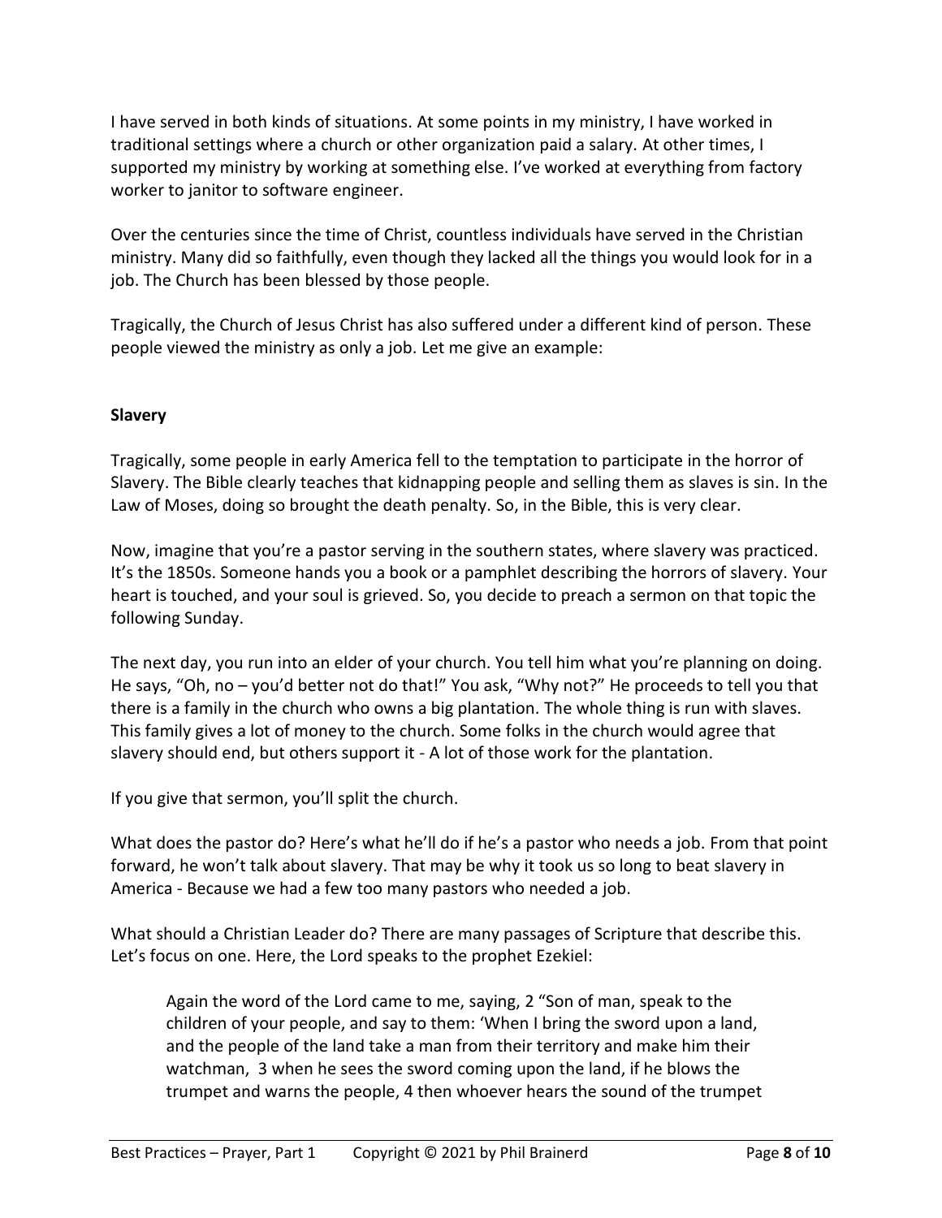I have served in both kinds of situations. At some points in my ministry, I have worked in traditional settings where a church or other organization paid a salary. At other times, I supported my ministry by working at something else. I've worked at everything from factory worker to janitor to software engineer.

Over the centuries since the time of Christ, countless individuals have served in the Christian ministry. Many did so faithfully, even though they lacked all the things you would look for in a job. The Church has been blessed by those people.

Tragically, the Church of Jesus Christ has also suffered under a different kind of person. These people viewed the ministry as only a job. Let me give an example:

**Slavery**

Tragically, some people in early America fell to the temptation to participate in the horror of Slavery. The Bible clearly teaches that kidnapping people and selling them as slaves is sin. In the Law of Moses, doing so brought the death penalty. So, in the Bible, this is very clear.

Now, imagine that you're a pastor serving in the southern states, where slavery was practiced. It's the 1850s. Someone hands you a book or a pamphlet describing the horrors of slavery. Your heart is touched, and your soul is grieved. So, you decide to preach a sermon on that topic the following Sunday.

The next day, you run into an elder of your church. You tell him what you're planning on doing. He says, "Oh, no – you'd better not do that!" You ask, "Why not?" He proceeds to tell you that there is a family in the church who owns a big plantation. The whole thing is run with slaves. This family gives a lot of money to the church. Some folks in the church would agree that slavery should end, but others support it - A lot of those work for the plantation.

If you give that sermon, you'll split the church.

What does the pastor do? Here's what he'll do if he's a pastor who needs a job. From that point forward, he won't talk about slavery. That may be why it took us so long to beat slavery in America - Because we had a few too many pastors who needed a job.

What should a Christian Leader do? There are many passages of Scripture that describe this. Let's focus on one. Here, the Lord speaks to the prophet Ezekiel:

> Again the word of the Lord came to me, saying, 2 "Son of man, speak to the children of your people, and say to them: 'When I bring the sword upon a land, and the people of the land take a man from their territory and make him their watchman, 3 when he sees the sword coming upon the land, if he blows the trumpet and warns the people, 4 then whoever hears the sound of the trumpet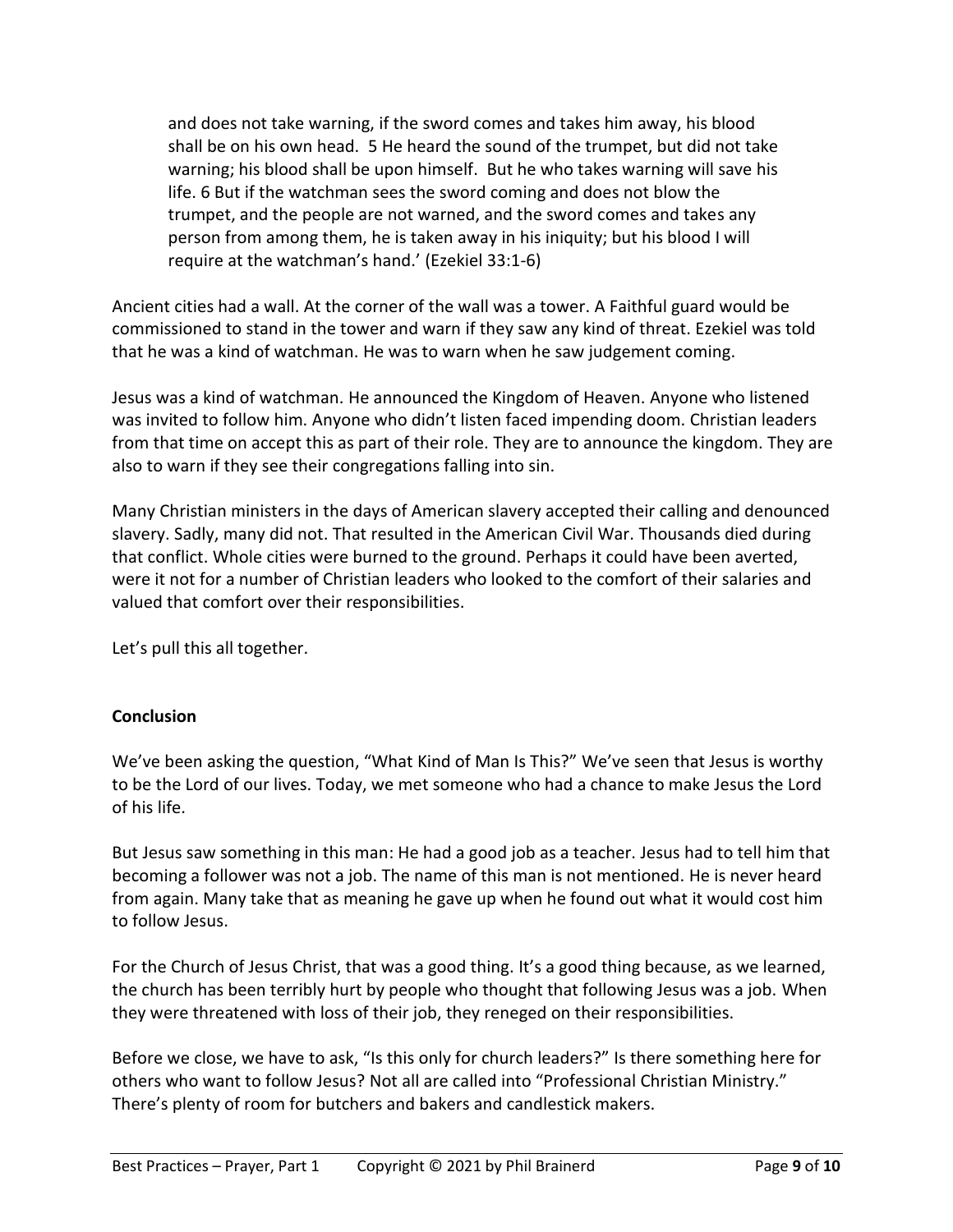> and does not take warning, if the sword comes and takes him away, his blood shall be on his own head. 5 He heard the sound of the trumpet, but did not take warning; his blood shall be upon himself. But he who takes warning will save his life. 6 But if the watchman sees the sword coming and does not blow the trumpet, and the people are not warned, and the sword comes and takes any person from among them, he is taken away in his iniquity; but his blood I will require at the watchman's hand.' (Ezekiel 33:1-6)

Ancient cities had a wall. At the corner of the wall was a tower. A Faithful guard would be commissioned to stand in the tower and warn if they saw any kind of threat. Ezekiel was told that he was a kind of watchman. He was to warn when he saw judgement coming.

Jesus was a kind of watchman. He announced the Kingdom of Heaven. Anyone who listened was invited to follow him. Anyone who didn't listen faced impending doom. Christian leaders from that time on accept this as part of their role. They are to announce the kingdom. They are also to warn if they see their congregations falling into sin.

Many Christian ministers in the days of American slavery accepted their calling and denounced slavery. Sadly, many did not. That resulted in the American Civil War. Thousands died during that conflict. Whole cities were burned to the ground. Perhaps it could have been averted, were it not for a number of Christian leaders who looked to the comfort of their salaries and valued that comfort over their responsibilities.

Let's pull this all together.

**Conclusion**

We've been asking the question, "What Kind of Man Is This?" We've seen that Jesus is worthy to be the Lord of our lives. Today, we met someone who had a chance to make Jesus the Lord of his life.

But Jesus saw something in this man: He had a good job as a teacher. Jesus had to tell him that becoming a follower was not a job. The name of this man is not mentioned. He is never heard from again. Many take that as meaning he gave up when he found out what it would cost him to follow Jesus.

For the Church of Jesus Christ, that was a good thing. It's a good thing because, as we learned, the church has been terribly hurt by people who thought that following Jesus was a job. When they were threatened with loss of their job, they reneged on their responsibilities.

Before we close, we have to ask, "Is this only for church leaders?" Is there something here for others who want to follow Jesus? Not all are called into "Professional Christian Ministry." There's plenty of room for butchers and bakers and candlestick makers.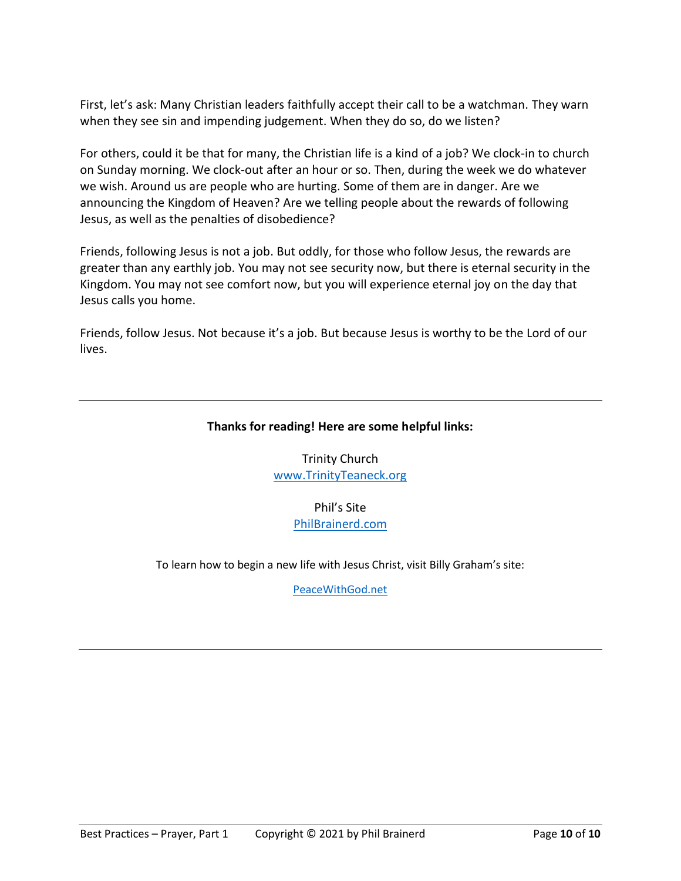First, let's ask: Many Christian leaders faithfully accept their call to be a watchman. They warn when they see sin and impending judgement. When they do so, do we listen?

For others, could it be that for many, the Christian life is a kind of a job? We clock-in to church on Sunday morning. We clock-out after an hour or so. Then, during the week we do whatever we wish. Around us are people who are hurting. Some of them are in danger. Are we announcing the Kingdom of Heaven? Are we telling people about the rewards of following Jesus, as well as the penalties of disobedience?

Friends, following Jesus is not a job. But oddly, for those who follow Jesus, the rewards are greater than any earthly job. You may not see security now, but there is eternal security in the Kingdom. You may not see comfort now, but you will experience eternal joy on the day that Jesus calls you home.

Friends, follow Jesus. Not because it's a job. But because Jesus is worthy to be the Lord of our lives.

---

**Thanks for reading! Here are some helpful links:**

Trinity Church
[www.TrinityTeaneck.org](http://www.TrinityTeaneck.org)

Phil's Site
[PhilBrainerd.com](http://PhilBrainerd.com)

To learn how to begin a new life with Jesus Christ, visit Billy Graham's site:

[PeaceWithGod.net](http://PeaceWithGod.net)

---